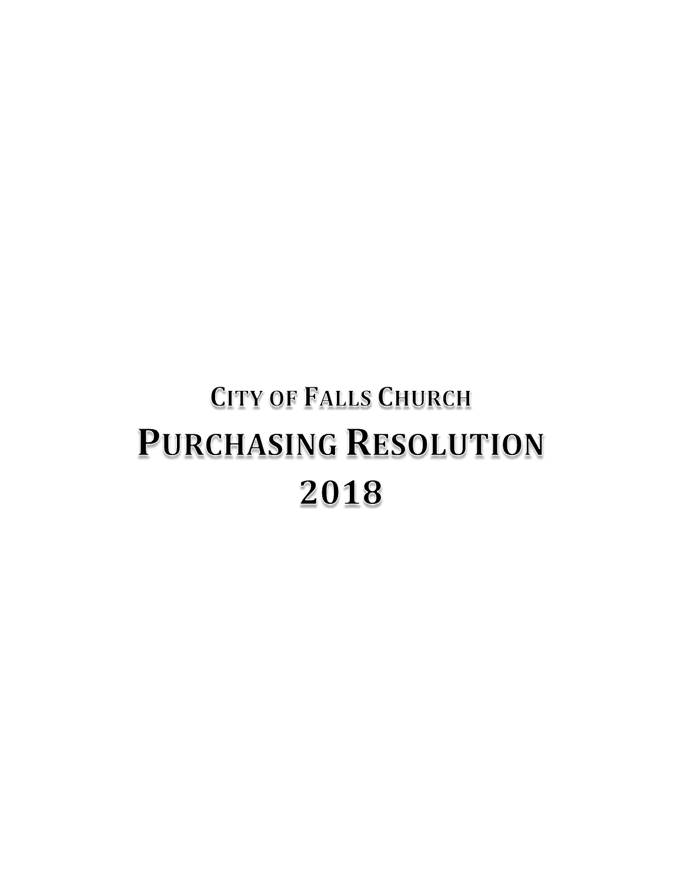# CITY OF FALLS CHURCH

# PURCHASING RESOLUTION

# 2018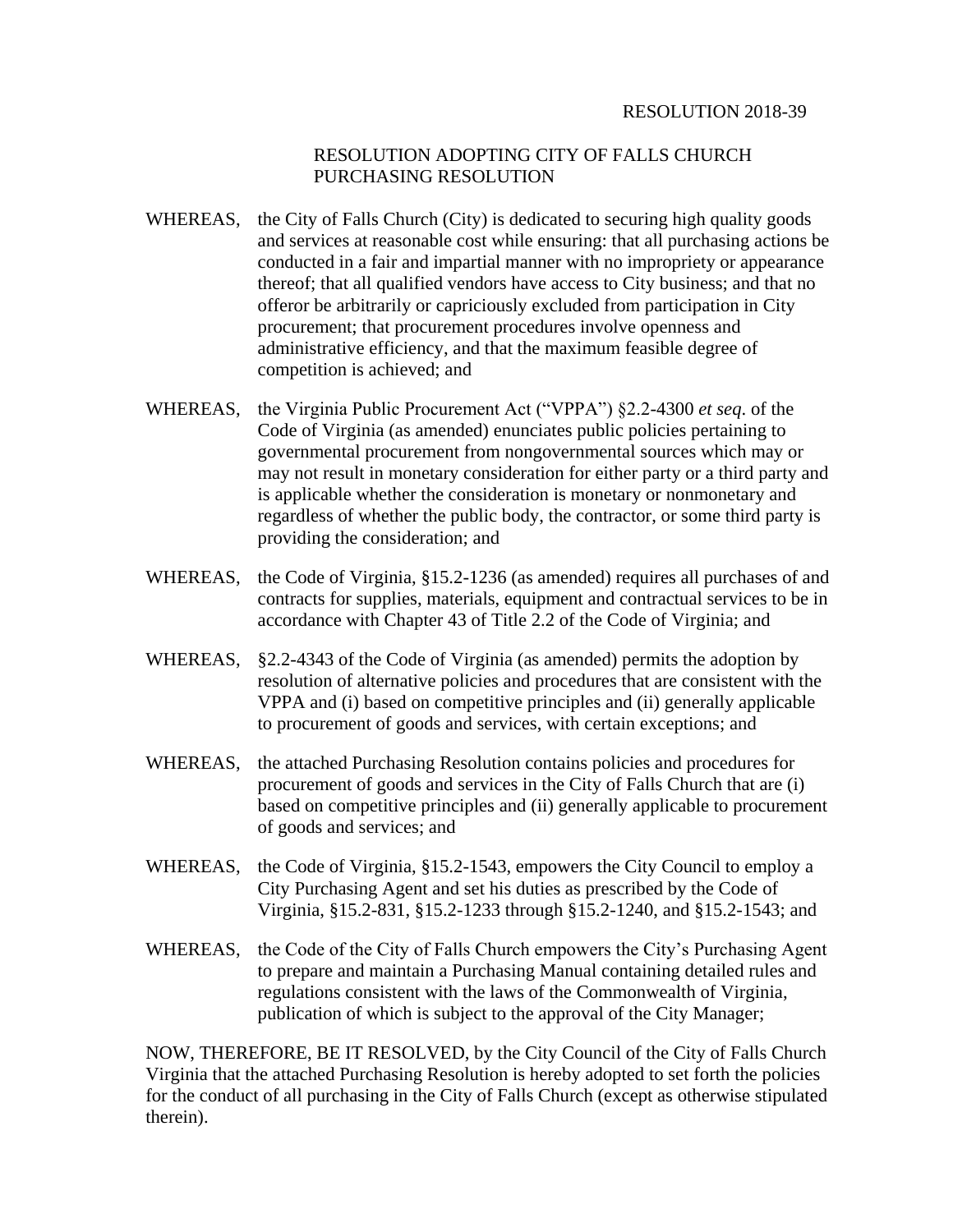RESOLUTION 2018-39

RESOLUTION ADOPTING CITY OF FALLS CHURCH PURCHASING RESOLUTION

WHEREAS, the City of Falls Church (City) is dedicated to securing high quality goods and services at reasonable cost while ensuring: that all purchasing actions be conducted in a fair and impartial manner with no impropriety or appearance thereof; that all qualified vendors have access to City business; and that no offeror be arbitrarily or capriciously excluded from participation in City procurement; that procurement procedures involve openness and administrative efficiency, and that the maximum feasible degree of competition is achieved; and

WHEREAS, the Virginia Public Procurement Act ("VPPA") §2.2-4300 *et seq*. of the Code of Virginia (as amended) enunciates public policies pertaining to governmental procurement from nongovernmental sources which may or may not result in monetary consideration for either party or a third party and is applicable whether the consideration is monetary or nonmonetary and regardless of whether the public body, the contractor, or some third party is providing the consideration; and

WHEREAS, the Code of Virginia, §15.2-1236 (as amended) requires all purchases of and contracts for supplies, materials, equipment and contractual services to be in accordance with Chapter 43 of Title 2.2 of the Code of Virginia; and

WHEREAS, §2.2-4343 of the Code of Virginia (as amended) permits the adoption by resolution of alternative policies and procedures that are consistent with the VPPA and (i) based on competitive principles and (ii) generally applicable to procurement of goods and services, with certain exceptions; and

WHEREAS, the attached Purchasing Resolution contains policies and procedures for procurement of goods and services in the City of Falls Church that are (i) based on competitive principles and (ii) generally applicable to procurement of goods and services; and

WHEREAS, the Code of Virginia, §15.2-1543, empowers the City Council to employ a City Purchasing Agent and set his duties as prescribed by the Code of Virginia, §15.2-831, §15.2-1233 through §15.2-1240, and §15.2-1543; and

WHEREAS, the Code of the City of Falls Church empowers the City's Purchasing Agent to prepare and maintain a Purchasing Manual containing detailed rules and regulations consistent with the laws of the Commonwealth of Virginia, publication of which is subject to the approval of the City Manager;

NOW, THEREFORE, BE IT RESOLVED, by the City Council of the City of Falls Church Virginia that the attached Purchasing Resolution is hereby adopted to set forth the policies for the conduct of all purchasing in the City of Falls Church (except as otherwise stipulated therein).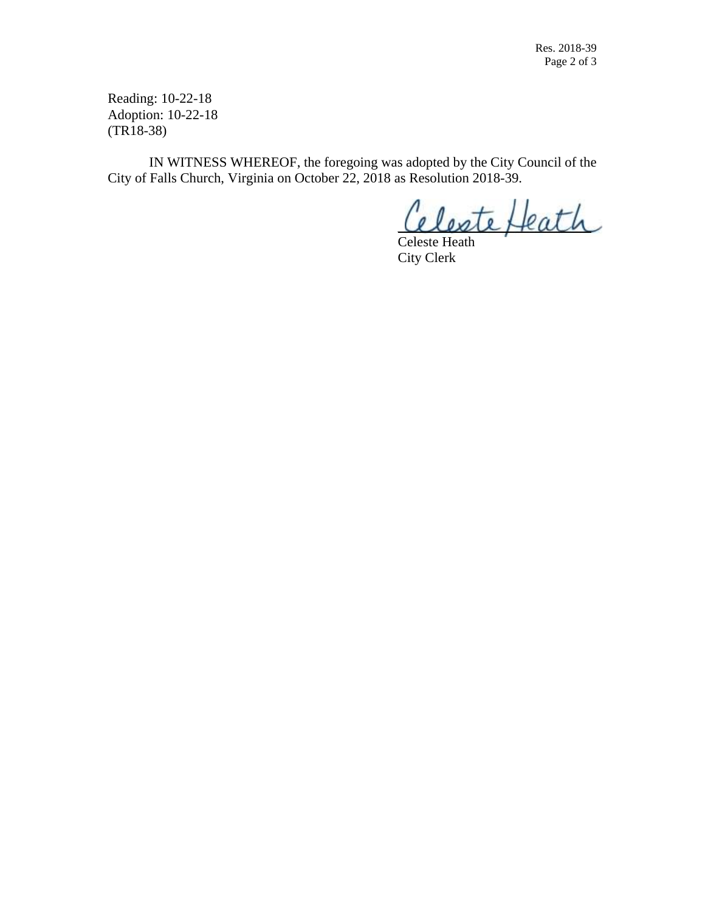Reading: 10-22-18
Adoption: 10-22-18
(TR18-38)

IN WITNESS WHEREOF, the foregoing was adopted by the City Council of the City of Falls Church, Virginia on October 22, 2018 as Resolution 2018-39.

Celeste Heath
City Clerk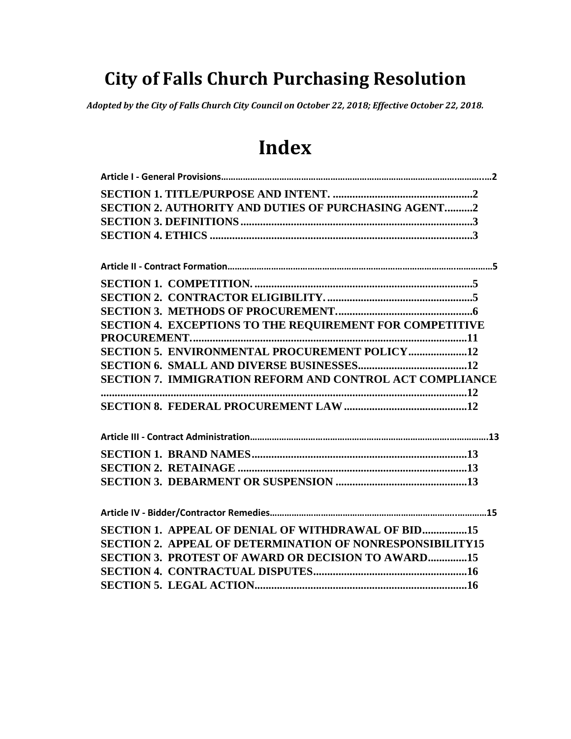# City of Falls Church Purchasing Resolution

*Adopted by the City of Falls Church City Council on October 22, 2018; Effective October 22, 2018.*

# Index

**Article I - General Provisions...........................................................................................................2**

**SECTION 1. TITLE/PURPOSE AND INTENT. ..................................................2**
**SECTION 2. AUTHORITY AND DUTIES OF PURCHASING AGENT..........2**
**SECTION 3. DEFINITIONS..................................................................................3**
**SECTION 4. ETHICS .............................................................................................3**

**Article II - Contract Formation..........................................................................................................5**

**SECTION 1. COMPETITION. .............................................................................5**
**SECTION 2. CONTRACTOR ELIGIBILITY. ....................................................5**
**SECTION 3. METHODS OF PROCUREMENT.................................................6**
**SECTION 4. EXCEPTIONS TO THE REQUIREMENT FOR COMPETITIVE PROCUREMENT..................................................................................................11**
**SECTION 5. ENVIRONMENTAL PROCUREMENT POLICY.....................12**
**SECTION 6. SMALL AND DIVERSE BUSINESSES.......................................12**
**SECTION 7. IMMIGRATION REFORM AND CONTROL ACT COMPLIANCE ..................................................................................................................................12**
**SECTION 8. FEDERAL PROCUREMENT LAW............................................12**

**Article III - Contract Administration...............................................................................................13**

**SECTION 1. BRAND NAMES.............................................................................13**
**SECTION 2. RETAINAGE ..................................................................................13**
**SECTION 3. DEBARMENT OR SUSPENSION ...............................................13**

**Article IV - Bidder/Contractor Remedies........................................................................................15**

**SECTION 1. APPEAL OF DENIAL OF WITHDRAWAL OF BID................15**
**SECTION 2. APPEAL OF DETERMINATION OF NONRESPONSIBILITY15**
**SECTION 3. PROTEST OF AWARD OR DECISION TO AWARD..............15**
**SECTION 4. CONTRACTUAL DISPUTES.......................................................16**
**SECTION 5. LEGAL ACTION............................................................................16**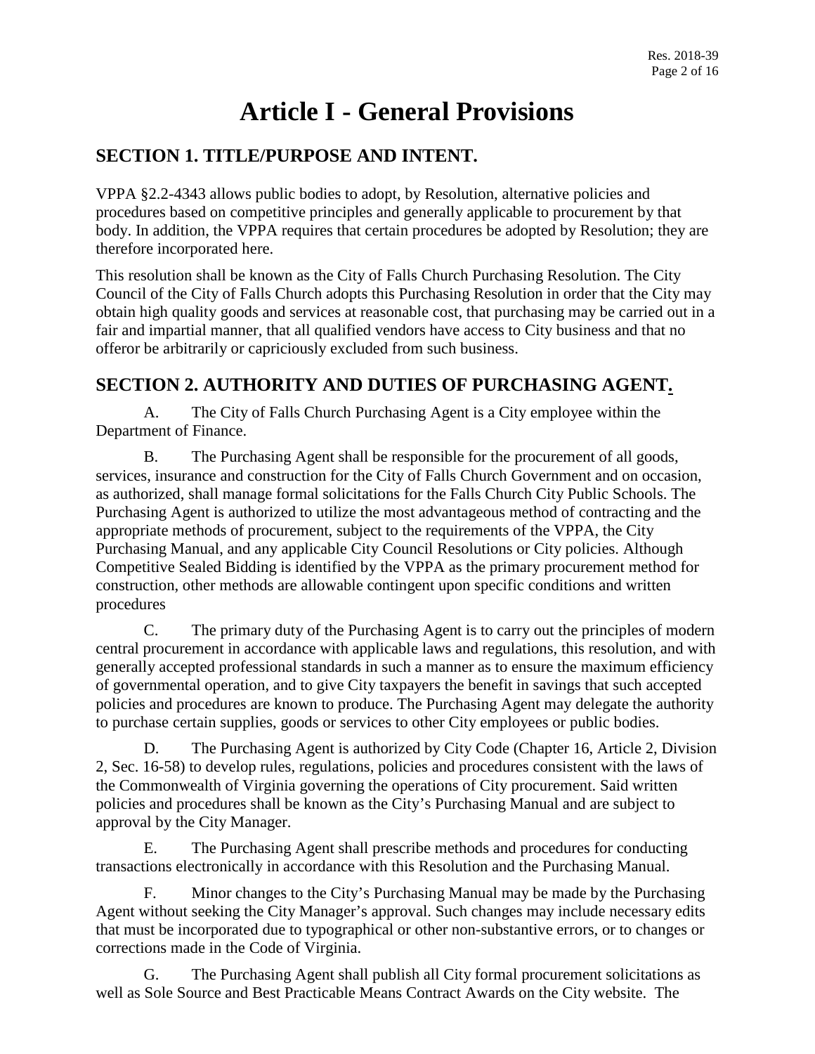# Article I - General Provisions

## SECTION 1. TITLE/PURPOSE AND INTENT.

VPPA §2.2-4343 allows public bodies to adopt, by Resolution, alternative policies and procedures based on competitive principles and generally applicable to procurement by that body. In addition, the VPPA requires that certain procedures be adopted by Resolution; they are therefore incorporated here.

This resolution shall be known as the City of Falls Church Purchasing Resolution. The City Council of the City of Falls Church adopts this Purchasing Resolution in order that the City may obtain high quality goods and services at reasonable cost, that purchasing may be carried out in a fair and impartial manner, that all qualified vendors have access to City business and that no offeror be arbitrarily or capriciously excluded from such business.

## SECTION 2. AUTHORITY AND DUTIES OF PURCHASING AGENT.

A. The City of Falls Church Purchasing Agent is a City employee within the Department of Finance.

B. The Purchasing Agent shall be responsible for the procurement of all goods, services, insurance and construction for the City of Falls Church Government and on occasion, as authorized, shall manage formal solicitations for the Falls Church City Public Schools. The Purchasing Agent is authorized to utilize the most advantageous method of contracting and the appropriate methods of procurement, subject to the requirements of the VPPA, the City Purchasing Manual, and any applicable City Council Resolutions or City policies. Although Competitive Sealed Bidding is identified by the VPPA as the primary procurement method for construction, other methods are allowable contingent upon specific conditions and written procedures

C. The primary duty of the Purchasing Agent is to carry out the principles of modern central procurement in accordance with applicable laws and regulations, this resolution, and with generally accepted professional standards in such a manner as to ensure the maximum efficiency of governmental operation, and to give City taxpayers the benefit in savings that such accepted policies and procedures are known to produce. The Purchasing Agent may delegate the authority to purchase certain supplies, goods or services to other City employees or public bodies.

D. The Purchasing Agent is authorized by City Code (Chapter 16, Article 2, Division 2, Sec. 16-58) to develop rules, regulations, policies and procedures consistent with the laws of the Commonwealth of Virginia governing the operations of City procurement. Said written policies and procedures shall be known as the City's Purchasing Manual and are subject to approval by the City Manager.

E. The Purchasing Agent shall prescribe methods and procedures for conducting transactions electronically in accordance with this Resolution and the Purchasing Manual.

F. Minor changes to the City's Purchasing Manual may be made by the Purchasing Agent without seeking the City Manager's approval. Such changes may include necessary edits that must be incorporated due to typographical or other non-substantive errors, or to changes or corrections made in the Code of Virginia.

G. The Purchasing Agent shall publish all City formal procurement solicitations as well as Sole Source and Best Practicable Means Contract Awards on the City website. The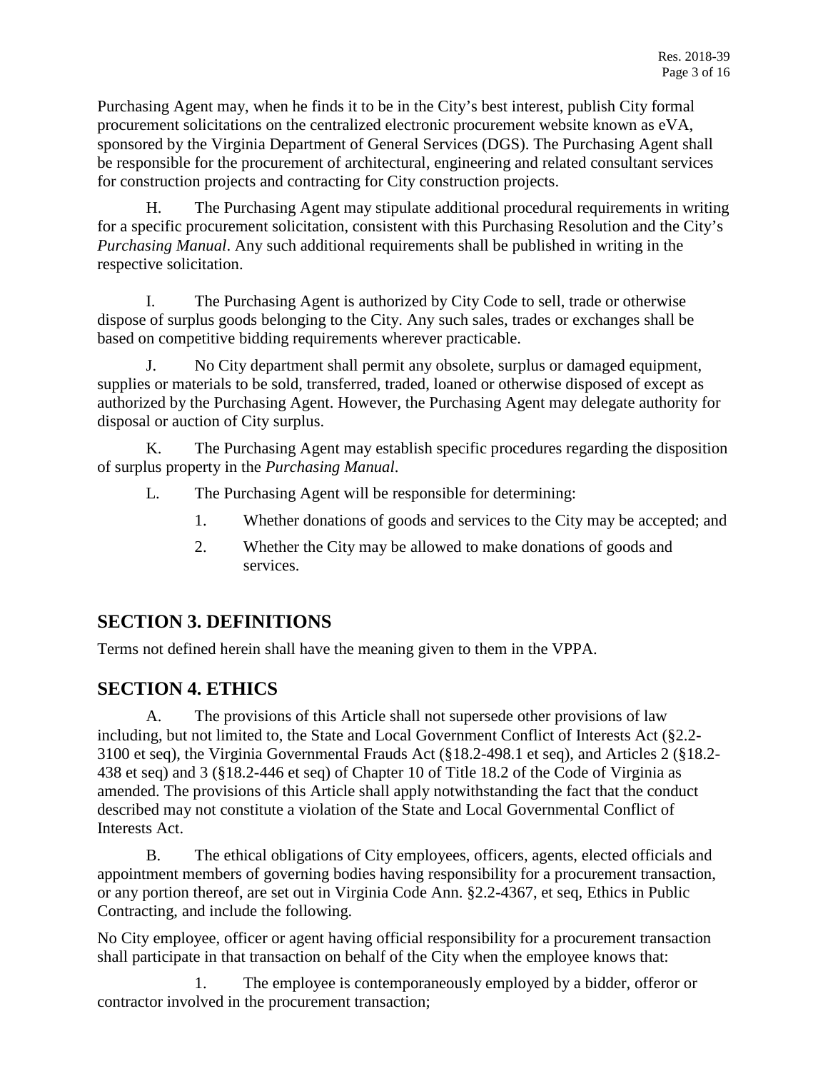Purchasing Agent may, when he finds it to be in the City's best interest, publish City formal procurement solicitations on the centralized electronic procurement website known as eVA, sponsored by the Virginia Department of General Services (DGS). The Purchasing Agent shall be responsible for the procurement of architectural, engineering and related consultant services for construction projects and contracting for City construction projects.

H. The Purchasing Agent may stipulate additional procedural requirements in writing for a specific procurement solicitation, consistent with this Purchasing Resolution and the City's *Purchasing Manual*. Any such additional requirements shall be published in writing in the respective solicitation.

I. The Purchasing Agent is authorized by City Code to sell, trade or otherwise dispose of surplus goods belonging to the City. Any such sales, trades or exchanges shall be based on competitive bidding requirements wherever practicable.

J. No City department shall permit any obsolete, surplus or damaged equipment, supplies or materials to be sold, transferred, traded, loaned or otherwise disposed of except as authorized by the Purchasing Agent. However, the Purchasing Agent may delegate authority for disposal or auction of City surplus.

K. The Purchasing Agent may establish specific procedures regarding the disposition of surplus property in the *Purchasing Manual*.

L. The Purchasing Agent will be responsible for determining:

1. Whether donations of goods and services to the City may be accepted; and
2. Whether the City may be allowed to make donations of goods and services.

## SECTION 3. DEFINITIONS

Terms not defined herein shall have the meaning given to them in the VPPA.

## SECTION 4. ETHICS

A. The provisions of this Article shall not supersede other provisions of law including, but not limited to, the State and Local Government Conflict of Interests Act (§2.2-3100 et seq), the Virginia Governmental Frauds Act (§18.2-498.1 et seq), and Articles 2 (§18.2-438 et seq) and 3 (§18.2-446 et seq) of Chapter 10 of Title 18.2 of the Code of Virginia as amended. The provisions of this Article shall apply notwithstanding the fact that the conduct described may not constitute a violation of the State and Local Governmental Conflict of Interests Act.

B. The ethical obligations of City employees, officers, agents, elected officials and appointment members of governing bodies having responsibility for a procurement transaction, or any portion thereof, are set out in Virginia Code Ann. §2.2-4367, et seq, Ethics in Public Contracting, and include the following.

No City employee, officer or agent having official responsibility for a procurement transaction shall participate in that transaction on behalf of the City when the employee knows that:

1. The employee is contemporaneously employed by a bidder, offeror or contractor involved in the procurement transaction;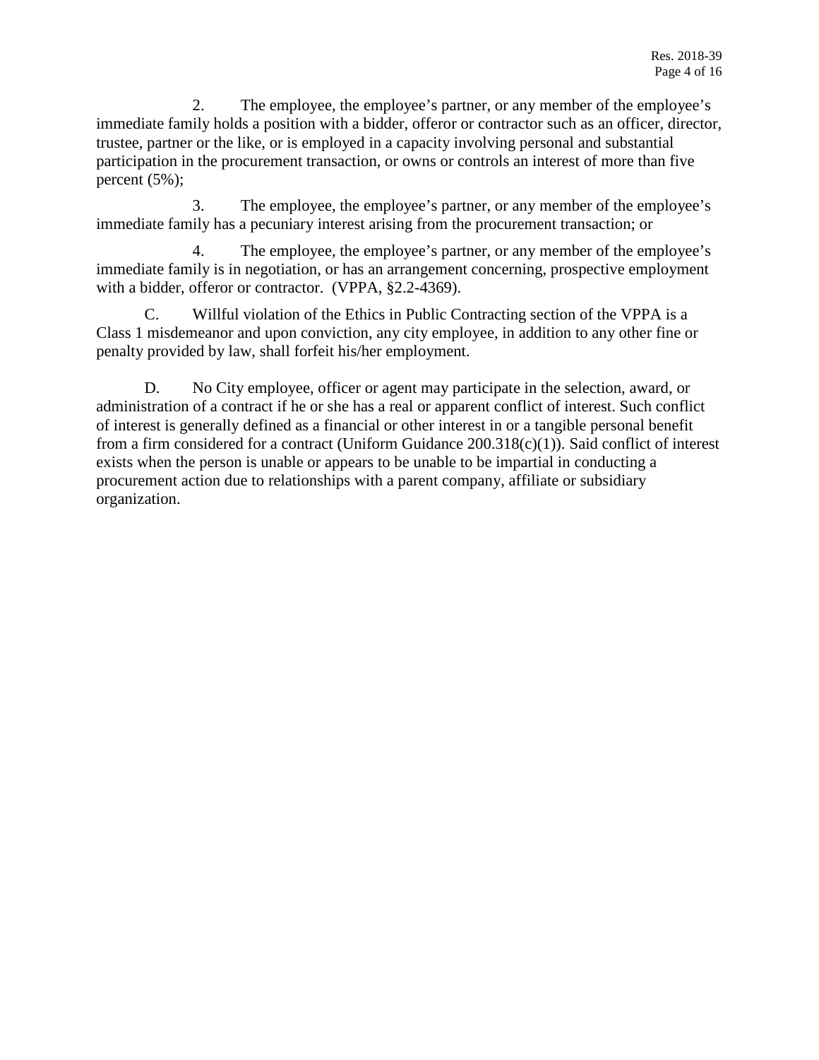2. The employee, the employee's partner, or any member of the employee's immediate family holds a position with a bidder, offeror or contractor such as an officer, director, trustee, partner or the like, or is employed in a capacity involving personal and substantial participation in the procurement transaction, or owns or controls an interest of more than five percent (5%);

3. The employee, the employee's partner, or any member of the employee's immediate family has a pecuniary interest arising from the procurement transaction; or

4. The employee, the employee's partner, or any member of the employee's immediate family is in negotiation, or has an arrangement concerning, prospective employment with a bidder, offeror or contractor. (VPPA, §2.2-4369).

C. Willful violation of the Ethics in Public Contracting section of the VPPA is a Class 1 misdemeanor and upon conviction, any city employee, in addition to any other fine or penalty provided by law, shall forfeit his/her employment.

D. No City employee, officer or agent may participate in the selection, award, or administration of a contract if he or she has a real or apparent conflict of interest. Such conflict of interest is generally defined as a financial or other interest in or a tangible personal benefit from a firm considered for a contract (Uniform Guidance 200.318(c)(1)). Said conflict of interest exists when the person is unable or appears to be unable to be impartial in conducting a procurement action due to relationships with a parent company, affiliate or subsidiary organization.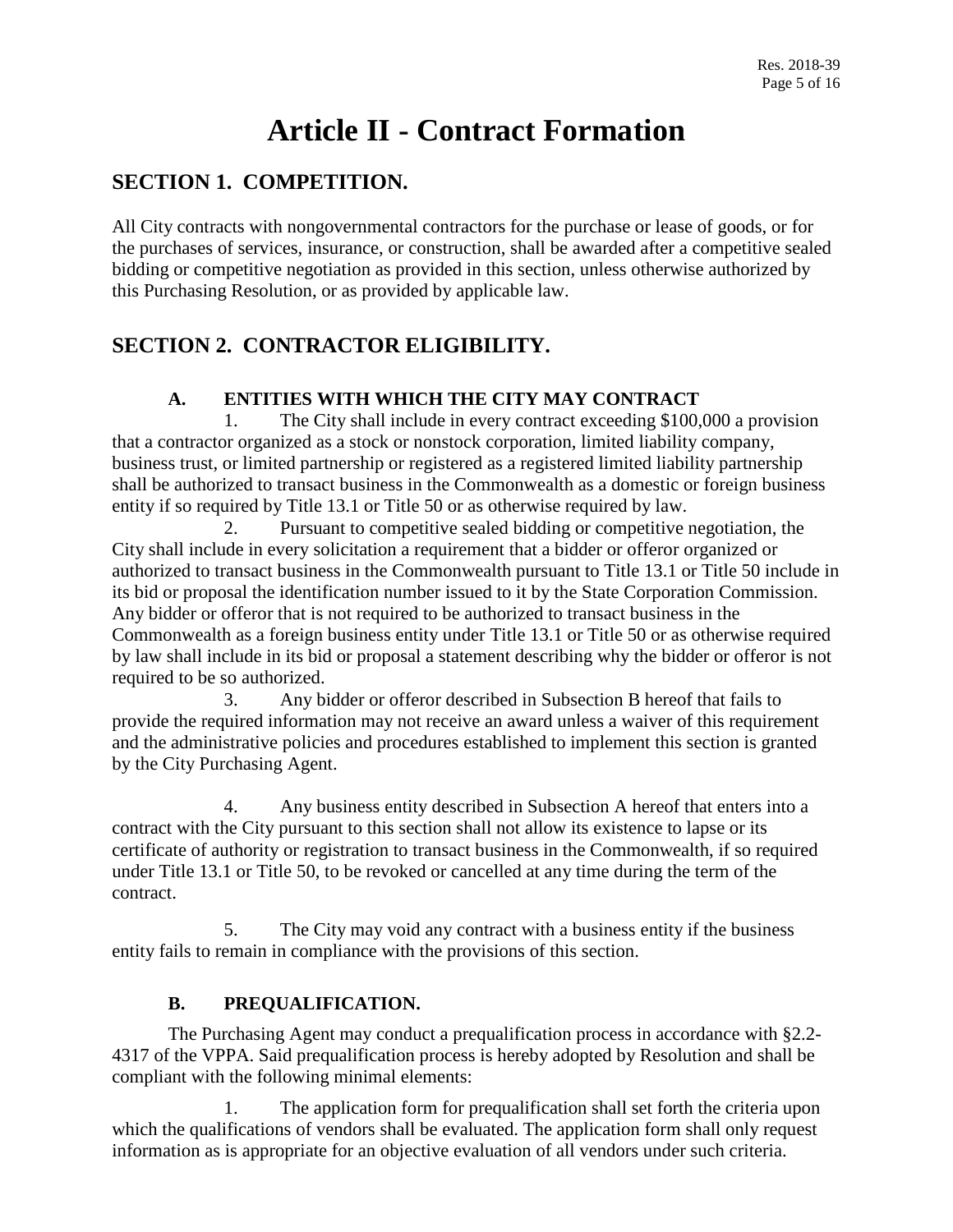# Article II - Contract Formation

## SECTION 1. COMPETITION.

All City contracts with nongovernmental contractors for the purchase or lease of goods, or for the purchases of services, insurance, or construction, shall be awarded after a competitive sealed bidding or competitive negotiation as provided in this section, unless otherwise authorized by this Purchasing Resolution, or as provided by applicable law.

## SECTION 2. CONTRACTOR ELIGIBILITY.

### A. ENTITIES WITH WHICH THE CITY MAY CONTRACT

1. The City shall include in every contract exceeding $100,000 a provision that a contractor organized as a stock or nonstock corporation, limited liability company, business trust, or limited partnership or registered as a registered limited liability partnership shall be authorized to transact business in the Commonwealth as a domestic or foreign business entity if so required by Title 13.1 or Title 50 or as otherwise required by law.

2. Pursuant to competitive sealed bidding or competitive negotiation, the City shall include in every solicitation a requirement that a bidder or offeror organized or authorized to transact business in the Commonwealth pursuant to Title 13.1 or Title 50 include in its bid or proposal the identification number issued to it by the State Corporation Commission. Any bidder or offeror that is not required to be authorized to transact business in the Commonwealth as a foreign business entity under Title 13.1 or Title 50 or as otherwise required by law shall include in its bid or proposal a statement describing why the bidder or offeror is not required to be so authorized.

3. Any bidder or offeror described in Subsection B hereof that fails to provide the required information may not receive an award unless a waiver of this requirement and the administrative policies and procedures established to implement this section is granted by the City Purchasing Agent.

4. Any business entity described in Subsection A hereof that enters into a contract with the City pursuant to this section shall not allow its existence to lapse or its certificate of authority or registration to transact business in the Commonwealth, if so required under Title 13.1 or Title 50, to be revoked or cancelled at any time during the term of the contract.

5. The City may void any contract with a business entity if the business entity fails to remain in compliance with the provisions of this section.

### B. PREQUALIFICATION.

The Purchasing Agent may conduct a prequalification process in accordance with §2.2-4317 of the VPPA. Said prequalification process is hereby adopted by Resolution and shall be compliant with the following minimal elements:

1. The application form for prequalification shall set forth the criteria upon which the qualifications of vendors shall be evaluated. The application form shall only request information as is appropriate for an objective evaluation of all vendors under such criteria.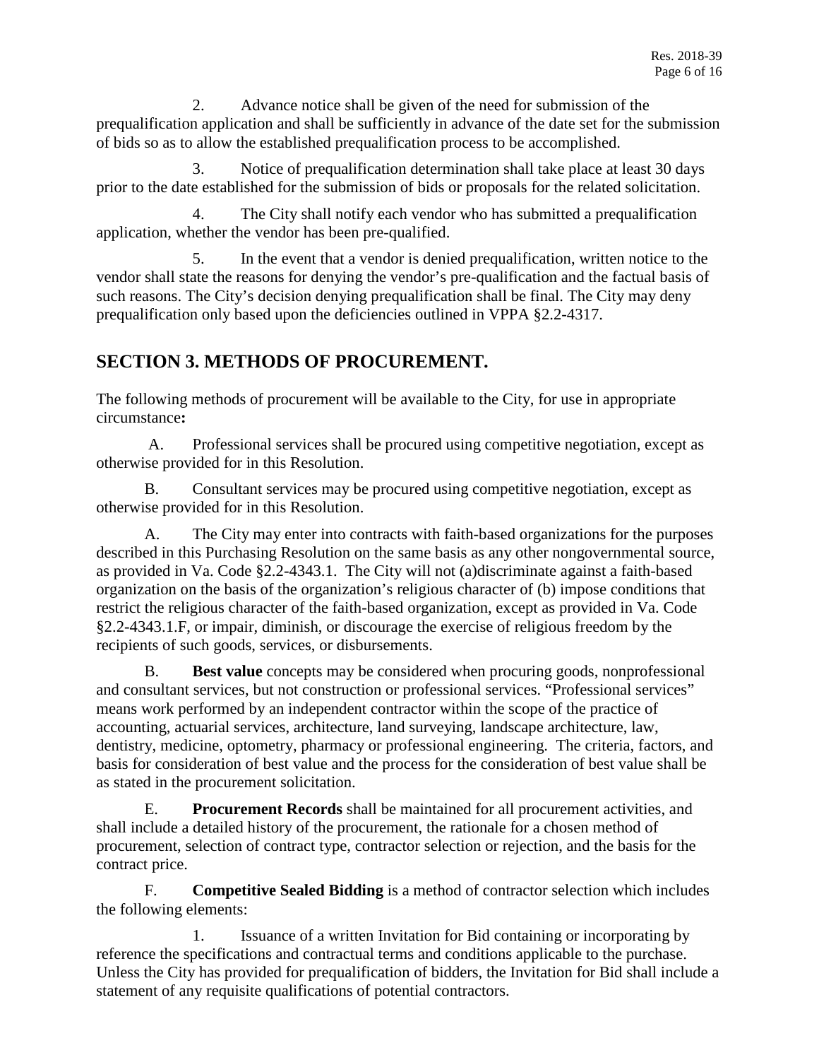2. Advance notice shall be given of the need for submission of the prequalification application and shall be sufficiently in advance of the date set for the submission of bids so as to allow the established prequalification process to be accomplished.

3. Notice of prequalification determination shall take place at least 30 days prior to the date established for the submission of bids or proposals for the related solicitation.

4. The City shall notify each vendor who has submitted a prequalification application, whether the vendor has been pre-qualified.

5. In the event that a vendor is denied prequalification, written notice to the vendor shall state the reasons for denying the vendor's pre-qualification and the factual basis of such reasons. The City's decision denying prequalification shall be final. The City may deny prequalification only based upon the deficiencies outlined in VPPA §2.2-4317.

## SECTION 3. METHODS OF PROCUREMENT.

The following methods of procurement will be available to the City, for use in appropriate circumstance**:**

A. Professional services shall be procured using competitive negotiation, except as otherwise provided for in this Resolution.

B. Consultant services may be procured using competitive negotiation, except as otherwise provided for in this Resolution.

A. The City may enter into contracts with faith-based organizations for the purposes described in this Purchasing Resolution on the same basis as any other nongovernmental source, as provided in Va. Code §2.2-4343.1. The City will not (a)discriminate against a faith-based organization on the basis of the organization's religious character of (b) impose conditions that restrict the religious character of the faith-based organization, except as provided in Va. Code §2.2-4343.1.F, or impair, diminish, or discourage the exercise of religious freedom by the recipients of such goods, services, or disbursements.

B. **Best value** concepts may be considered when procuring goods, nonprofessional and consultant services, but not construction or professional services. "Professional services" means work performed by an independent contractor within the scope of the practice of accounting, actuarial services, architecture, land surveying, landscape architecture, law, dentistry, medicine, optometry, pharmacy or professional engineering. The criteria, factors, and basis for consideration of best value and the process for the consideration of best value shall be as stated in the procurement solicitation.

E. **Procurement Records** shall be maintained for all procurement activities, and shall include a detailed history of the procurement, the rationale for a chosen method of procurement, selection of contract type, contractor selection or rejection, and the basis for the contract price.

F. **Competitive Sealed Bidding** is a method of contractor selection which includes the following elements:

1. Issuance of a written Invitation for Bid containing or incorporating by reference the specifications and contractual terms and conditions applicable to the purchase. Unless the City has provided for prequalification of bidders, the Invitation for Bid shall include a statement of any requisite qualifications of potential contractors.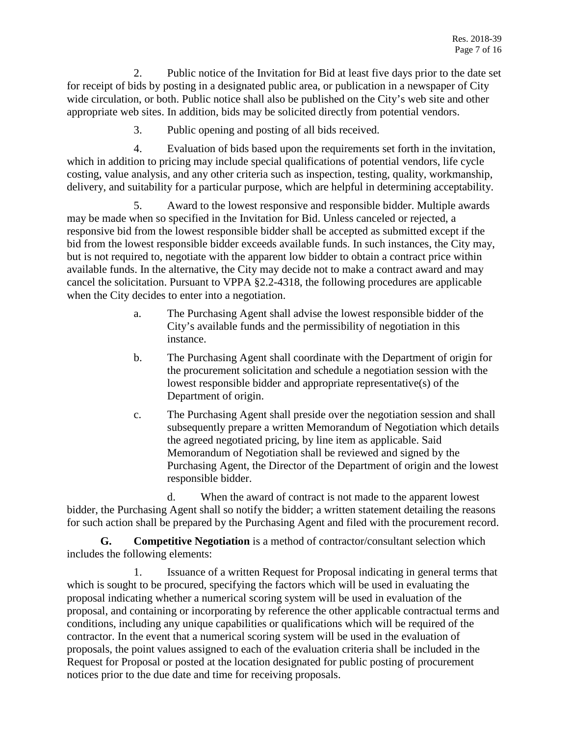2. Public notice of the Invitation for Bid at least five days prior to the date set for receipt of bids by posting in a designated public area, or publication in a newspaper of City wide circulation, or both. Public notice shall also be published on the City's web site and other appropriate web sites. In addition, bids may be solicited directly from potential vendors.

3. Public opening and posting of all bids received.

4. Evaluation of bids based upon the requirements set forth in the invitation, which in addition to pricing may include special qualifications of potential vendors, life cycle costing, value analysis, and any other criteria such as inspection, testing, quality, workmanship, delivery, and suitability for a particular purpose, which are helpful in determining acceptability.

5. Award to the lowest responsive and responsible bidder. Multiple awards may be made when so specified in the Invitation for Bid. Unless canceled or rejected, a responsive bid from the lowest responsible bidder shall be accepted as submitted except if the bid from the lowest responsible bidder exceeds available funds. In such instances, the City may, but is not required to, negotiate with the apparent low bidder to obtain a contract price within available funds. In the alternative, the City may decide not to make a contract award and may cancel the solicitation. Pursuant to VPPA §2.2-4318, the following procedures are applicable when the City decides to enter into a negotiation.

a. The Purchasing Agent shall advise the lowest responsible bidder of the City's available funds and the permissibility of negotiation in this instance.

b. The Purchasing Agent shall coordinate with the Department of origin for the procurement solicitation and schedule a negotiation session with the lowest responsible bidder and appropriate representative(s) of the Department of origin.

c. The Purchasing Agent shall preside over the negotiation session and shall subsequently prepare a written Memorandum of Negotiation which details the agreed negotiated pricing, by line item as applicable. Said Memorandum of Negotiation shall be reviewed and signed by the Purchasing Agent, the Director of the Department of origin and the lowest responsible bidder.

d. When the award of contract is not made to the apparent lowest bidder, the Purchasing Agent shall so notify the bidder; a written statement detailing the reasons for such action shall be prepared by the Purchasing Agent and filed with the procurement record.

**G. Competitive Negotiation** is a method of contractor/consultant selection which includes the following elements:

1. Issuance of a written Request for Proposal indicating in general terms that which is sought to be procured, specifying the factors which will be used in evaluating the proposal indicating whether a numerical scoring system will be used in evaluation of the proposal, and containing or incorporating by reference the other applicable contractual terms and conditions, including any unique capabilities or qualifications which will be required of the contractor. In the event that a numerical scoring system will be used in the evaluation of proposals, the point values assigned to each of the evaluation criteria shall be included in the Request for Proposal or posted at the location designated for public posting of procurement notices prior to the due date and time for receiving proposals.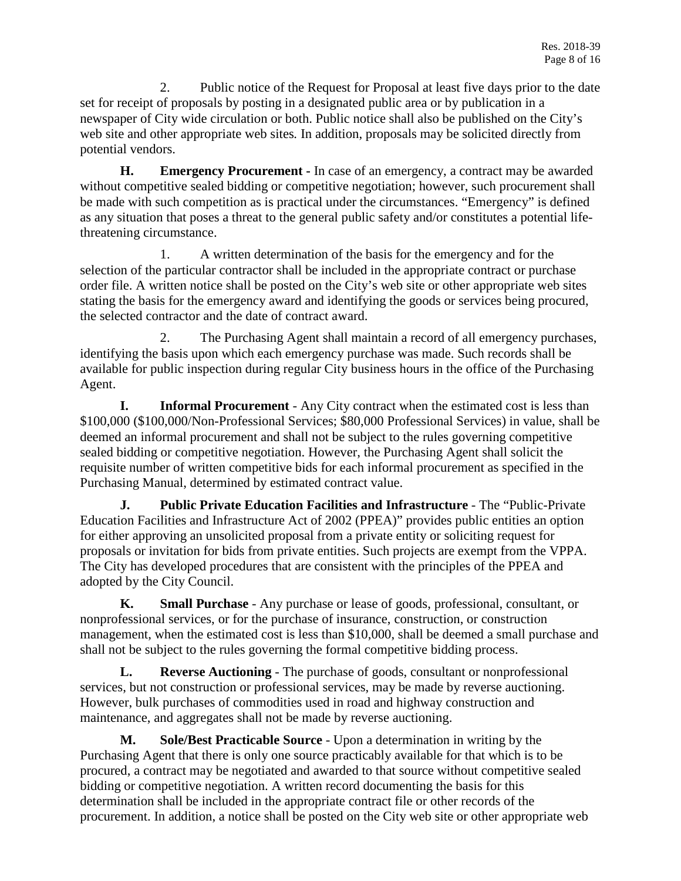2. Public notice of the Request for Proposal at least five days prior to the date set for receipt of proposals by posting in a designated public area or by publication in a newspaper of City wide circulation or both. Public notice shall also be published on the City's web site and other appropriate web sites. In addition, proposals may be solicited directly from potential vendors.

**H. Emergency Procurement -** In case of an emergency, a contract may be awarded without competitive sealed bidding or competitive negotiation; however, such procurement shall be made with such competition as is practical under the circumstances. "Emergency" is defined as any situation that poses a threat to the general public safety and/or constitutes a potential life-threatening circumstance.

1. A written determination of the basis for the emergency and for the selection of the particular contractor shall be included in the appropriate contract or purchase order file. A written notice shall be posted on the City's web site or other appropriate web sites stating the basis for the emergency award and identifying the goods or services being procured, the selected contractor and the date of contract award.

2. The Purchasing Agent shall maintain a record of all emergency purchases, identifying the basis upon which each emergency purchase was made. Such records shall be available for public inspection during regular City business hours in the office of the Purchasing Agent.

**I. Informal Procurement** - Any City contract when the estimated cost is less than \$100,000 (\$100,000/Non-Professional Services; \$80,000 Professional Services) in value, shall be deemed an informal procurement and shall not be subject to the rules governing competitive sealed bidding or competitive negotiation. However, the Purchasing Agent shall solicit the requisite number of written competitive bids for each informal procurement as specified in the Purchasing Manual, determined by estimated contract value.

**J. Public Private Education Facilities and Infrastructure** - The "Public-Private Education Facilities and Infrastructure Act of 2002 (PPEA)" provides public entities an option for either approving an unsolicited proposal from a private entity or soliciting request for proposals or invitation for bids from private entities. Such projects are exempt from the VPPA. The City has developed procedures that are consistent with the principles of the PPEA and adopted by the City Council.

**K. Small Purchase** - Any purchase or lease of goods, professional, consultant, or nonprofessional services, or for the purchase of insurance, construction, or construction management, when the estimated cost is less than \$10,000, shall be deemed a small purchase and shall not be subject to the rules governing the formal competitive bidding process.

**L. Reverse Auctioning** - The purchase of goods, consultant or nonprofessional services, but not construction or professional services, may be made by reverse auctioning. However, bulk purchases of commodities used in road and highway construction and maintenance, and aggregates shall not be made by reverse auctioning.

**M. Sole/Best Practicable Source** - Upon a determination in writing by the Purchasing Agent that there is only one source practicably available for that which is to be procured, a contract may be negotiated and awarded to that source without competitive sealed bidding or competitive negotiation. A written record documenting the basis for this determination shall be included in the appropriate contract file or other records of the procurement. In addition, a notice shall be posted on the City web site or other appropriate web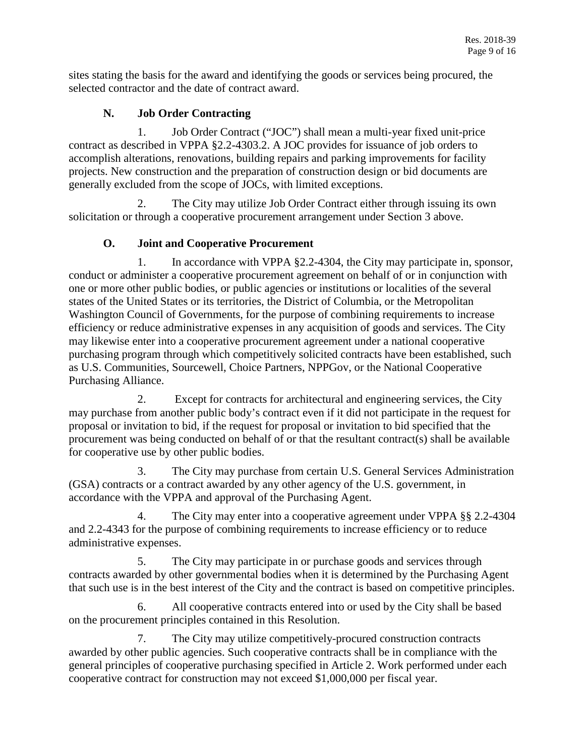sites stating the basis for the award and identifying the goods or services being procured, the selected contractor and the date of contract award.

### N. Job Order Contracting

1. Job Order Contract ("JOC") shall mean a multi-year fixed unit-price contract as described in VPPA §2.2-4303.2. A JOC provides for issuance of job orders to accomplish alterations, renovations, building repairs and parking improvements for facility projects. New construction and the preparation of construction design or bid documents are generally excluded from the scope of JOCs, with limited exceptions.

2. The City may utilize Job Order Contract either through issuing its own solicitation or through a cooperative procurement arrangement under Section 3 above.

### O. Joint and Cooperative Procurement

1. In accordance with VPPA §2.2-4304, the City may participate in, sponsor, conduct or administer a cooperative procurement agreement on behalf of or in conjunction with one or more other public bodies, or public agencies or institutions or localities of the several states of the United States or its territories, the District of Columbia, or the Metropolitan Washington Council of Governments, for the purpose of combining requirements to increase efficiency or reduce administrative expenses in any acquisition of goods and services. The City may likewise enter into a cooperative procurement agreement under a national cooperative purchasing program through which competitively solicited contracts have been established, such as U.S. Communities, Sourcewell, Choice Partners, NPPGov, or the National Cooperative Purchasing Alliance.

2. Except for contracts for architectural and engineering services, the City may purchase from another public body's contract even if it did not participate in the request for proposal or invitation to bid, if the request for proposal or invitation to bid specified that the procurement was being conducted on behalf of or that the resultant contract(s) shall be available for cooperative use by other public bodies.

3. The City may purchase from certain U.S. General Services Administration (GSA) contracts or a contract awarded by any other agency of the U.S. government, in accordance with the VPPA and approval of the Purchasing Agent.

4. The City may enter into a cooperative agreement under VPPA §§ 2.2-4304 and 2.2-4343 for the purpose of combining requirements to increase efficiency or to reduce administrative expenses.

5. The City may participate in or purchase goods and services through contracts awarded by other governmental bodies when it is determined by the Purchasing Agent that such use is in the best interest of the City and the contract is based on competitive principles.

6. All cooperative contracts entered into or used by the City shall be based on the procurement principles contained in this Resolution.

7. The City may utilize competitively-procured construction contracts awarded by other public agencies. Such cooperative contracts shall be in compliance with the general principles of cooperative purchasing specified in Article 2. Work performed under each cooperative contract for construction may not exceed $1,000,000 per fiscal year.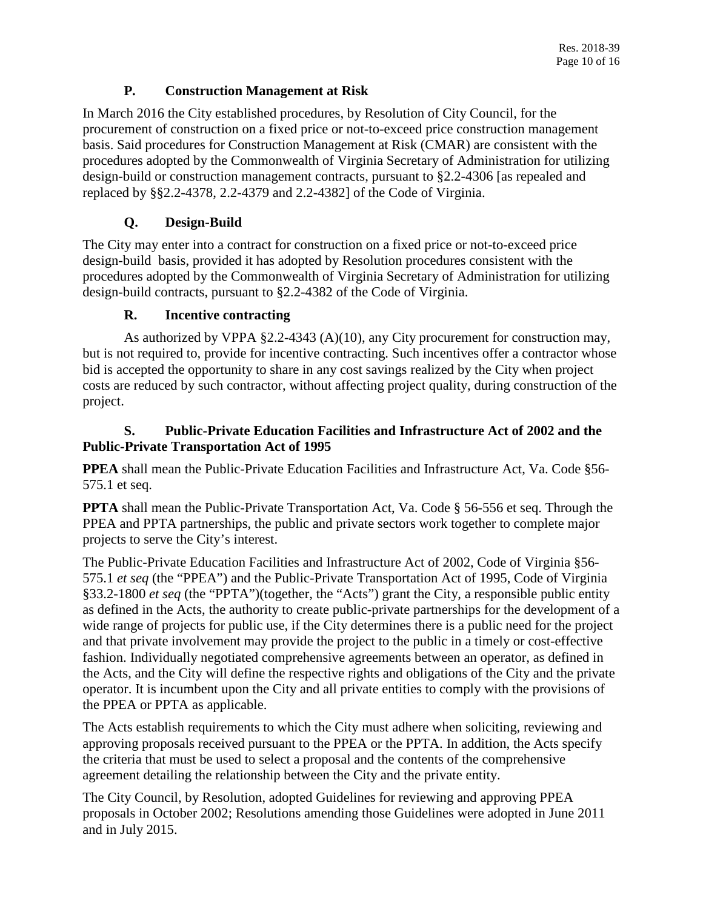### P. Construction Management at Risk

In March 2016 the City established procedures, by Resolution of City Council, for the procurement of construction on a fixed price or not-to-exceed price construction management basis. Said procedures for Construction Management at Risk (CMAR) are consistent with the procedures adopted by the Commonwealth of Virginia Secretary of Administration for utilizing design-build or construction management contracts, pursuant to §2.2-4306 [as repealed and replaced by §§2.2-4378, 2.2-4379 and 2.2-4382] of the Code of Virginia.

### Q. Design-Build

The City may enter into a contract for construction on a fixed price or not-to-exceed price design-build basis, provided it has adopted by Resolution procedures consistent with the procedures adopted by the Commonwealth of Virginia Secretary of Administration for utilizing design-build contracts, pursuant to §2.2-4382 of the Code of Virginia.

### R. Incentive contracting

As authorized by VPPA §2.2-4343 (A)(10), any City procurement for construction may, but is not required to, provide for incentive contracting. Such incentives offer a contractor whose bid is accepted the opportunity to share in any cost savings realized by the City when project costs are reduced by such contractor, without affecting project quality, during construction of the project.

### S. Public-Private Education Facilities and Infrastructure Act of 2002 and the Public-Private Transportation Act of 1995

**PPEA** shall mean the Public-Private Education Facilities and Infrastructure Act, Va. Code §56-575.1 et seq.

**PPTA** shall mean the Public-Private Transportation Act, Va. Code § 56-556 et seq. Through the PPEA and PPTA partnerships, the public and private sectors work together to complete major projects to serve the City's interest.

The Public-Private Education Facilities and Infrastructure Act of 2002, Code of Virginia §56-575.1 *et seq* (the "PPEA") and the Public-Private Transportation Act of 1995, Code of Virginia §33.2-1800 *et seq* (the "PPTA")(together, the "Acts") grant the City, a responsible public entity as defined in the Acts, the authority to create public-private partnerships for the development of a wide range of projects for public use, if the City determines there is a public need for the project and that private involvement may provide the project to the public in a timely or cost-effective fashion. Individually negotiated comprehensive agreements between an operator, as defined in the Acts, and the City will define the respective rights and obligations of the City and the private operator. It is incumbent upon the City and all private entities to comply with the provisions of the PPEA or PPTA as applicable.

The Acts establish requirements to which the City must adhere when soliciting, reviewing and approving proposals received pursuant to the PPEA or the PPTA. In addition, the Acts specify the criteria that must be used to select a proposal and the contents of the comprehensive agreement detailing the relationship between the City and the private entity.

The City Council, by Resolution, adopted Guidelines for reviewing and approving PPEA proposals in October 2002; Resolutions amending those Guidelines were adopted in June 2011 and in July 2015.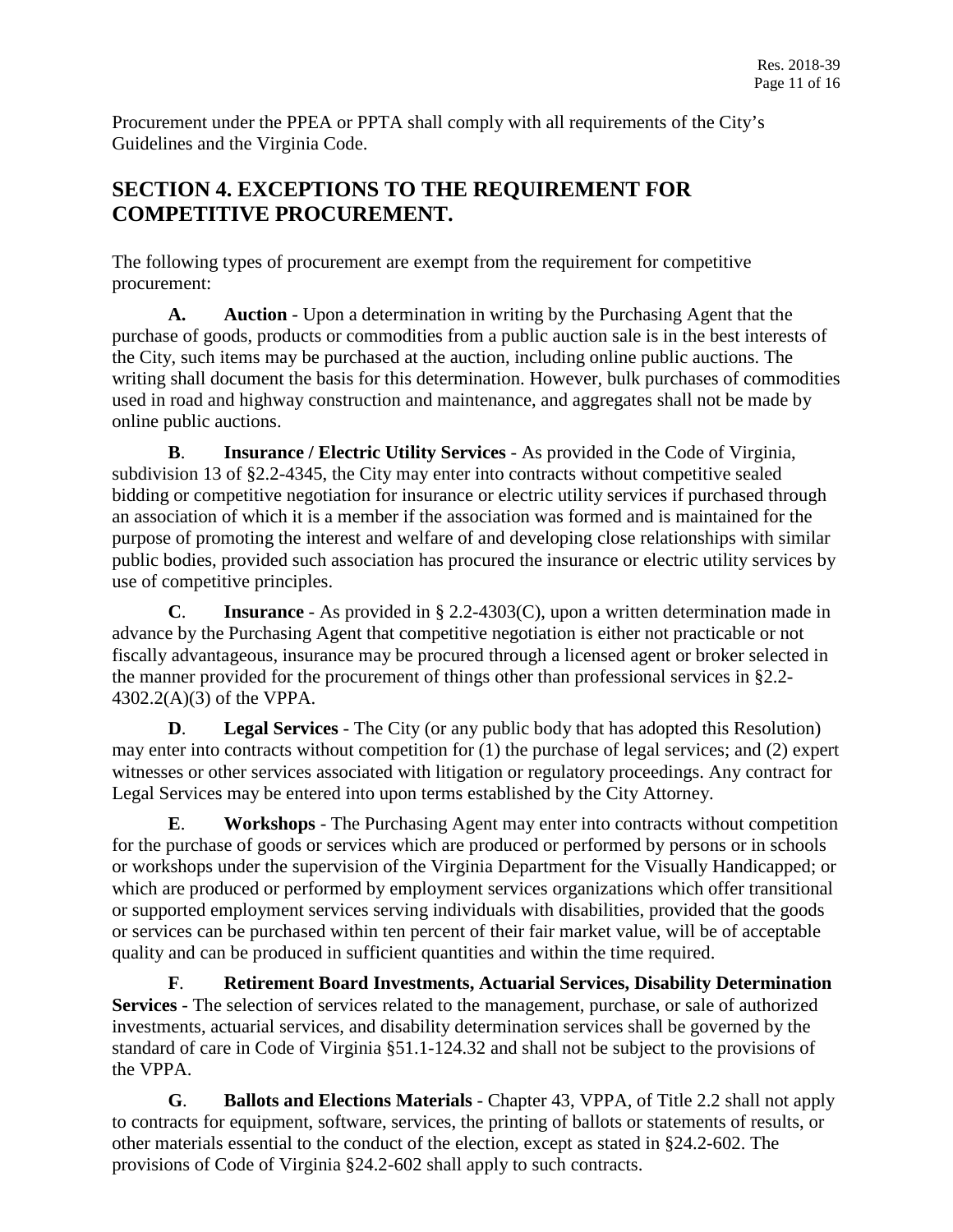Procurement under the PPEA or PPTA shall comply with all requirements of the City's Guidelines and the Virginia Code.

## SECTION 4. EXCEPTIONS TO THE REQUIREMENT FOR COMPETITIVE PROCUREMENT.

The following types of procurement are exempt from the requirement for competitive procurement:

**A.** **Auction** - Upon a determination in writing by the Purchasing Agent that the purchase of goods, products or commodities from a public auction sale is in the best interests of the City, such items may be purchased at the auction, including online public auctions. The writing shall document the basis for this determination. However, bulk purchases of commodities used in road and highway construction and maintenance, and aggregates shall not be made by online public auctions.

**B**. **Insurance / Electric Utility Services** - As provided in the Code of Virginia, subdivision 13 of §2.2-4345, the City may enter into contracts without competitive sealed bidding or competitive negotiation for insurance or electric utility services if purchased through an association of which it is a member if the association was formed and is maintained for the purpose of promoting the interest and welfare of and developing close relationships with similar public bodies, provided such association has procured the insurance or electric utility services by use of competitive principles.

**C**. **Insurance** - As provided in § 2.2-4303(C), upon a written determination made in advance by the Purchasing Agent that competitive negotiation is either not practicable or not fiscally advantageous, insurance may be procured through a licensed agent or broker selected in the manner provided for the procurement of things other than professional services in §2.2-4302.2(A)(3) of the VPPA.

**D**. **Legal Services** - The City (or any public body that has adopted this Resolution) may enter into contracts without competition for (1) the purchase of legal services; and (2) expert witnesses or other services associated with litigation or regulatory proceedings. Any contract for Legal Services may be entered into upon terms established by the City Attorney.

**E**. **Workshops** - The Purchasing Agent may enter into contracts without competition for the purchase of goods or services which are produced or performed by persons or in schools or workshops under the supervision of the Virginia Department for the Visually Handicapped; or which are produced or performed by employment services organizations which offer transitional or supported employment services serving individuals with disabilities, provided that the goods or services can be purchased within ten percent of their fair market value, will be of acceptable quality and can be produced in sufficient quantities and within the time required.

**F**. **Retirement Board Investments, Actuarial Services, Disability Determination Services** - The selection of services related to the management, purchase, or sale of authorized investments, actuarial services, and disability determination services shall be governed by the standard of care in Code of Virginia §51.1-124.32 and shall not be subject to the provisions of the VPPA.

**G**. **Ballots and Elections Materials** - Chapter 43, VPPA, of Title 2.2 shall not apply to contracts for equipment, software, services, the printing of ballots or statements of results, or other materials essential to the conduct of the election, except as stated in §24.2-602. The provisions of Code of Virginia §24.2-602 shall apply to such contracts.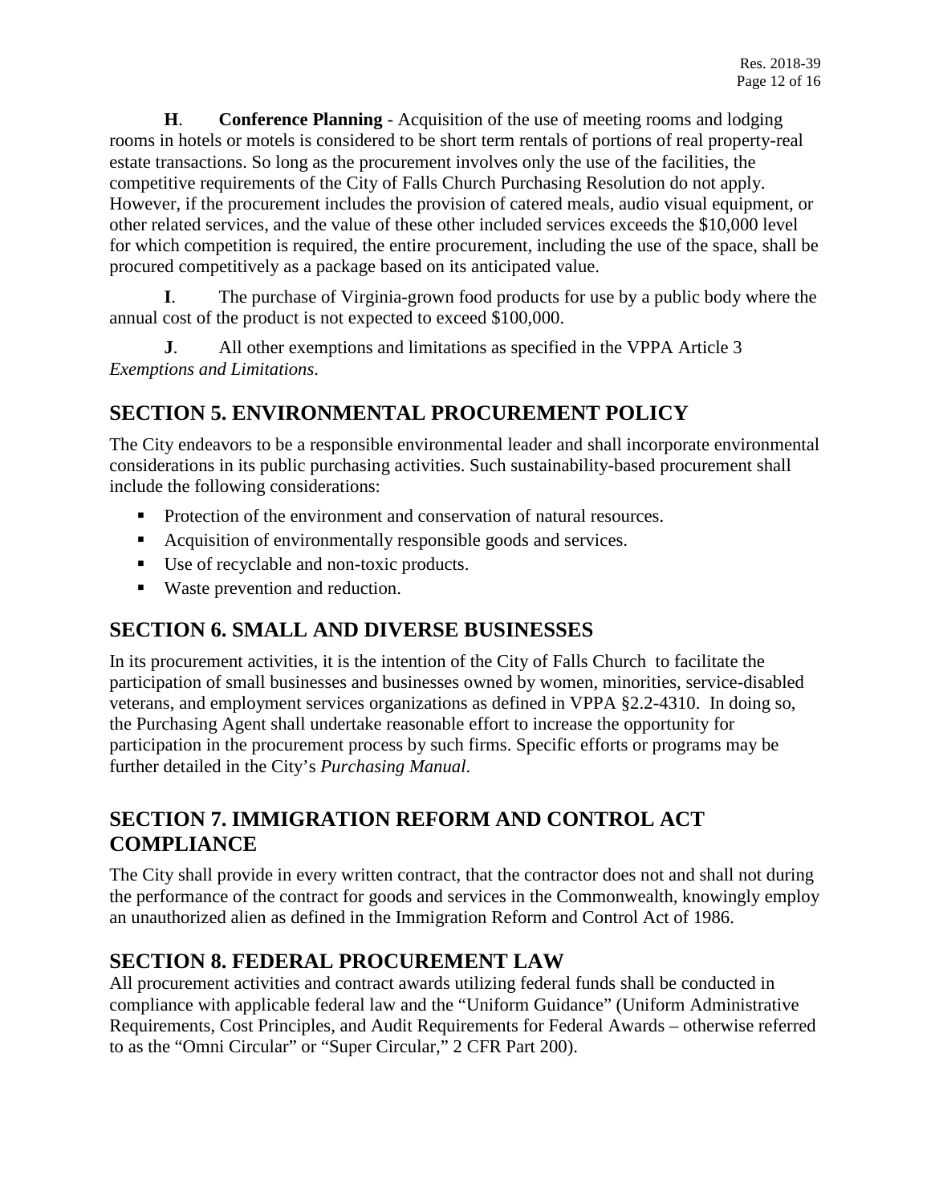**H**. **Conference Planning** - Acquisition of the use of meeting rooms and lodging rooms in hotels or motels is considered to be short term rentals of portions of real property-real estate transactions. So long as the procurement involves only the use of the facilities, the competitive requirements of the City of Falls Church Purchasing Resolution do not apply. However, if the procurement includes the provision of catered meals, audio visual equipment, or other related services, and the value of these other included services exceeds the $10,000 level for which competition is required, the entire procurement, including the use of the space, shall be procured competitively as a package based on its anticipated value.

**I**. The purchase of Virginia-grown food products for use by a public body where the annual cost of the product is not expected to exceed $100,000.

**J**. All other exemptions and limitations as specified in the VPPA Article 3 *Exemptions and Limitations*.

## SECTION 5. ENVIRONMENTAL PROCUREMENT POLICY

The City endeavors to be a responsible environmental leader and shall incorporate environmental considerations in its public purchasing activities. Such sustainability-based procurement shall include the following considerations:

- Protection of the environment and conservation of natural resources.
- Acquisition of environmentally responsible goods and services.
- Use of recyclable and non-toxic products.
- Waste prevention and reduction.

## SECTION 6. SMALL AND DIVERSE BUSINESSES

In its procurement activities, it is the intention of the City of Falls Church to facilitate the participation of small businesses and businesses owned by women, minorities, service-disabled veterans, and employment services organizations as defined in VPPA §2.2-4310. In doing so, the Purchasing Agent shall undertake reasonable effort to increase the opportunity for participation in the procurement process by such firms. Specific efforts or programs may be further detailed in the City's *Purchasing Manual*.

## SECTION 7. IMMIGRATION REFORM AND CONTROL ACT COMPLIANCE

The City shall provide in every written contract, that the contractor does not and shall not during the performance of the contract for goods and services in the Commonwealth, knowingly employ an unauthorized alien as defined in the Immigration Reform and Control Act of 1986.

## SECTION 8. FEDERAL PROCUREMENT LAW

All procurement activities and contract awards utilizing federal funds shall be conducted in compliance with applicable federal law and the "Uniform Guidance" (Uniform Administrative Requirements, Cost Principles, and Audit Requirements for Federal Awards – otherwise referred to as the "Omni Circular" or "Super Circular," 2 CFR Part 200).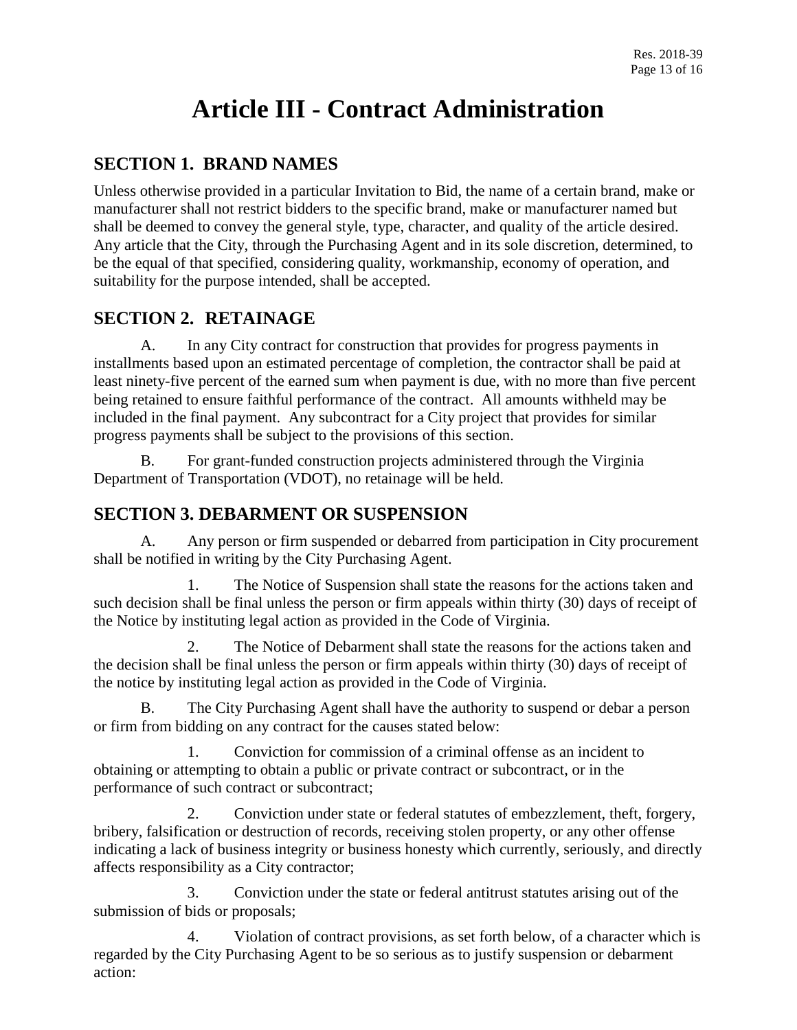# Article III - Contract Administration

## SECTION 1. BRAND NAMES

Unless otherwise provided in a particular Invitation to Bid, the name of a certain brand, make or manufacturer shall not restrict bidders to the specific brand, make or manufacturer named but shall be deemed to convey the general style, type, character, and quality of the article desired. Any article that the City, through the Purchasing Agent and in its sole discretion, determined, to be the equal of that specified, considering quality, workmanship, economy of operation, and suitability for the purpose intended, shall be accepted.

## SECTION 2. RETAINAGE

A. In any City contract for construction that provides for progress payments in installments based upon an estimated percentage of completion, the contractor shall be paid at least ninety-five percent of the earned sum when payment is due, with no more than five percent being retained to ensure faithful performance of the contract. All amounts withheld may be included in the final payment. Any subcontract for a City project that provides for similar progress payments shall be subject to the provisions of this section.

B. For grant-funded construction projects administered through the Virginia Department of Transportation (VDOT), no retainage will be held.

## SECTION 3. DEBARMENT OR SUSPENSION

A. Any person or firm suspended or debarred from participation in City procurement shall be notified in writing by the City Purchasing Agent.

1. The Notice of Suspension shall state the reasons for the actions taken and such decision shall be final unless the person or firm appeals within thirty (30) days of receipt of the Notice by instituting legal action as provided in the Code of Virginia.

2. The Notice of Debarment shall state the reasons for the actions taken and the decision shall be final unless the person or firm appeals within thirty (30) days of receipt of the notice by instituting legal action as provided in the Code of Virginia.

B. The City Purchasing Agent shall have the authority to suspend or debar a person or firm from bidding on any contract for the causes stated below:

1. Conviction for commission of a criminal offense as an incident to obtaining or attempting to obtain a public or private contract or subcontract, or in the performance of such contract or subcontract;

2. Conviction under state or federal statutes of embezzlement, theft, forgery, bribery, falsification or destruction of records, receiving stolen property, or any other offense indicating a lack of business integrity or business honesty which currently, seriously, and directly affects responsibility as a City contractor;

3. Conviction under the state or federal antitrust statutes arising out of the submission of bids or proposals;

4. Violation of contract provisions, as set forth below, of a character which is regarded by the City Purchasing Agent to be so serious as to justify suspension or debarment action: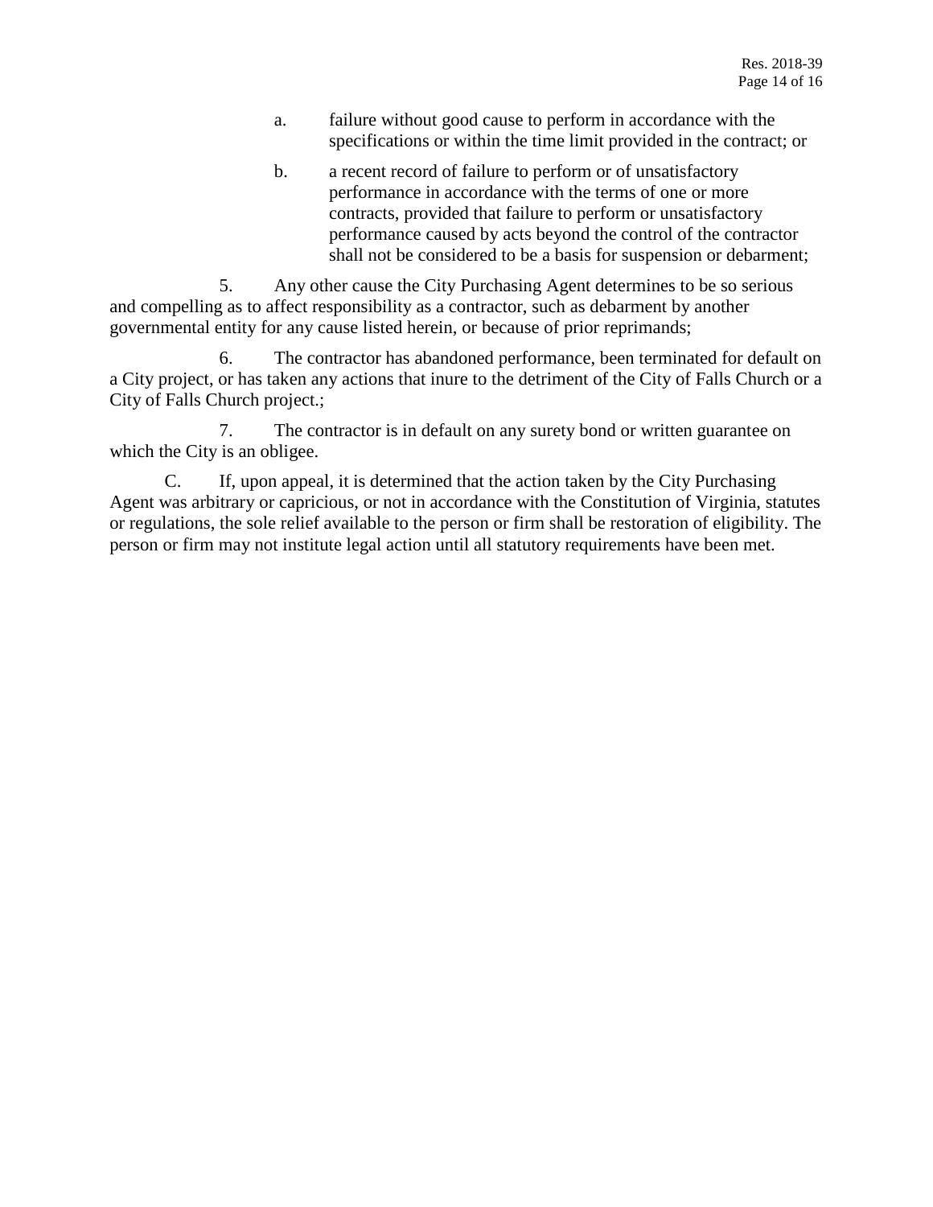a. failure without good cause to perform in accordance with the specifications or within the time limit provided in the contract; or

b. a recent record of failure to perform or of unsatisfactory performance in accordance with the terms of one or more contracts, provided that failure to perform or unsatisfactory performance caused by acts beyond the control of the contractor shall not be considered to be a basis for suspension or debarment;

5. Any other cause the City Purchasing Agent determines to be so serious and compelling as to affect responsibility as a contractor, such as debarment by another governmental entity for any cause listed herein, or because of prior reprimands;

6. The contractor has abandoned performance, been terminated for default on a City project, or has taken any actions that inure to the detriment of the City of Falls Church or a City of Falls Church project.;

7. The contractor is in default on any surety bond or written guarantee on which the City is an obligee.

C. If, upon appeal, it is determined that the action taken by the City Purchasing Agent was arbitrary or capricious, or not in accordance with the Constitution of Virginia, statutes or regulations, the sole relief available to the person or firm shall be restoration of eligibility. The person or firm may not institute legal action until all statutory requirements have been met.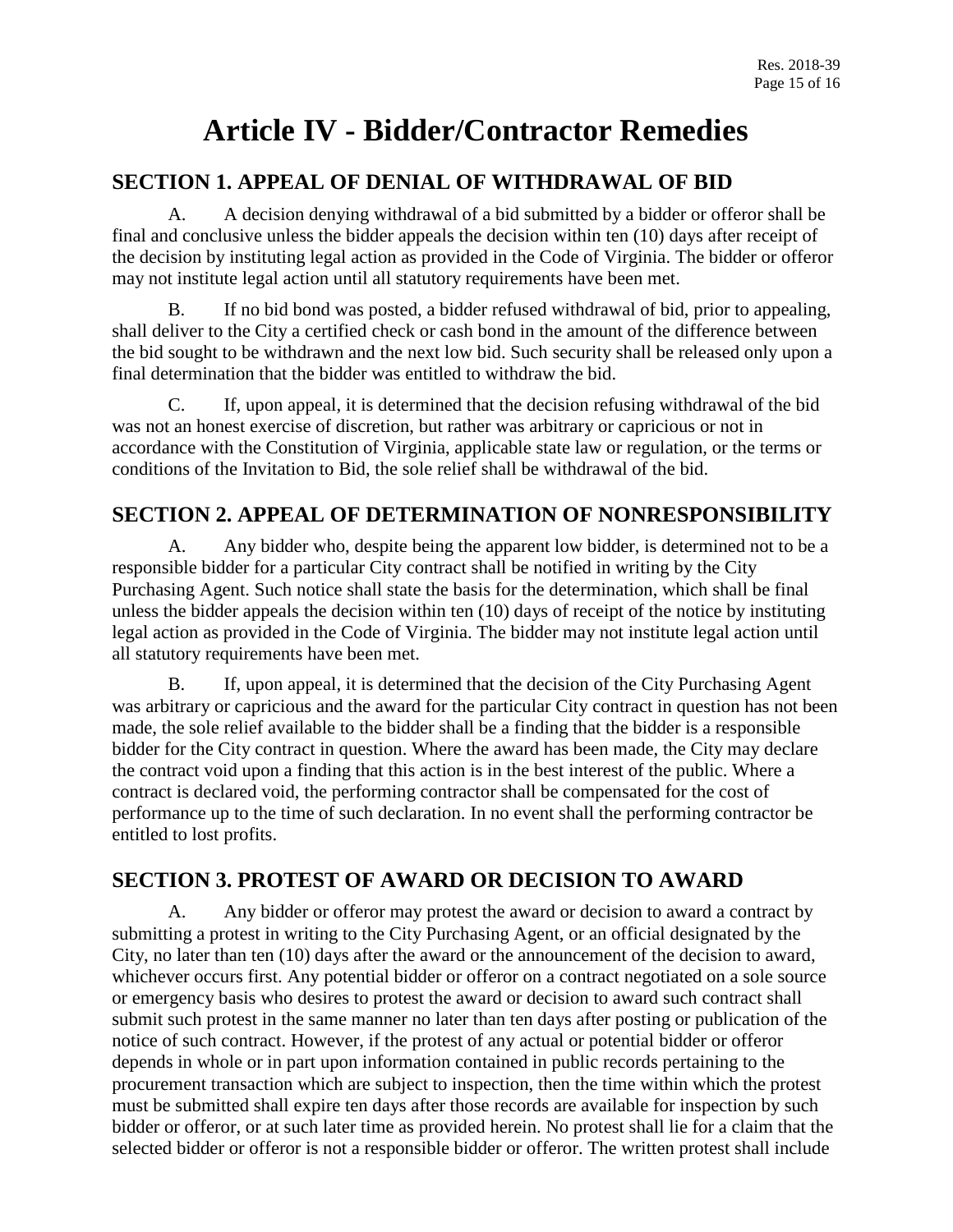# Article IV - Bidder/Contractor Remedies

## SECTION 1. APPEAL OF DENIAL OF WITHDRAWAL OF BID

A. A decision denying withdrawal of a bid submitted by a bidder or offeror shall be final and conclusive unless the bidder appeals the decision within ten (10) days after receipt of the decision by instituting legal action as provided in the Code of Virginia. The bidder or offeror may not institute legal action until all statutory requirements have been met.

B. If no bid bond was posted, a bidder refused withdrawal of bid, prior to appealing, shall deliver to the City a certified check or cash bond in the amount of the difference between the bid sought to be withdrawn and the next low bid. Such security shall be released only upon a final determination that the bidder was entitled to withdraw the bid.

C. If, upon appeal, it is determined that the decision refusing withdrawal of the bid was not an honest exercise of discretion, but rather was arbitrary or capricious or not in accordance with the Constitution of Virginia, applicable state law or regulation, or the terms or conditions of the Invitation to Bid, the sole relief shall be withdrawal of the bid.

## SECTION 2. APPEAL OF DETERMINATION OF NONRESPONSIBILITY

A. Any bidder who, despite being the apparent low bidder, is determined not to be a responsible bidder for a particular City contract shall be notified in writing by the City Purchasing Agent. Such notice shall state the basis for the determination, which shall be final unless the bidder appeals the decision within ten (10) days of receipt of the notice by instituting legal action as provided in the Code of Virginia. The bidder may not institute legal action until all statutory requirements have been met.

B. If, upon appeal, it is determined that the decision of the City Purchasing Agent was arbitrary or capricious and the award for the particular City contract in question has not been made, the sole relief available to the bidder shall be a finding that the bidder is a responsible bidder for the City contract in question. Where the award has been made, the City may declare the contract void upon a finding that this action is in the best interest of the public. Where a contract is declared void, the performing contractor shall be compensated for the cost of performance up to the time of such declaration. In no event shall the performing contractor be entitled to lost profits.

## SECTION 3. PROTEST OF AWARD OR DECISION TO AWARD

A. Any bidder or offeror may protest the award or decision to award a contract by submitting a protest in writing to the City Purchasing Agent, or an official designated by the City, no later than ten (10) days after the award or the announcement of the decision to award, whichever occurs first. Any potential bidder or offeror on a contract negotiated on a sole source or emergency basis who desires to protest the award or decision to award such contract shall submit such protest in the same manner no later than ten days after posting or publication of the notice of such contract. However, if the protest of any actual or potential bidder or offeror depends in whole or in part upon information contained in public records pertaining to the procurement transaction which are subject to inspection, then the time within which the protest must be submitted shall expire ten days after those records are available for inspection by such bidder or offeror, or at such later time as provided herein. No protest shall lie for a claim that the selected bidder or offeror is not a responsible bidder or offeror. The written protest shall include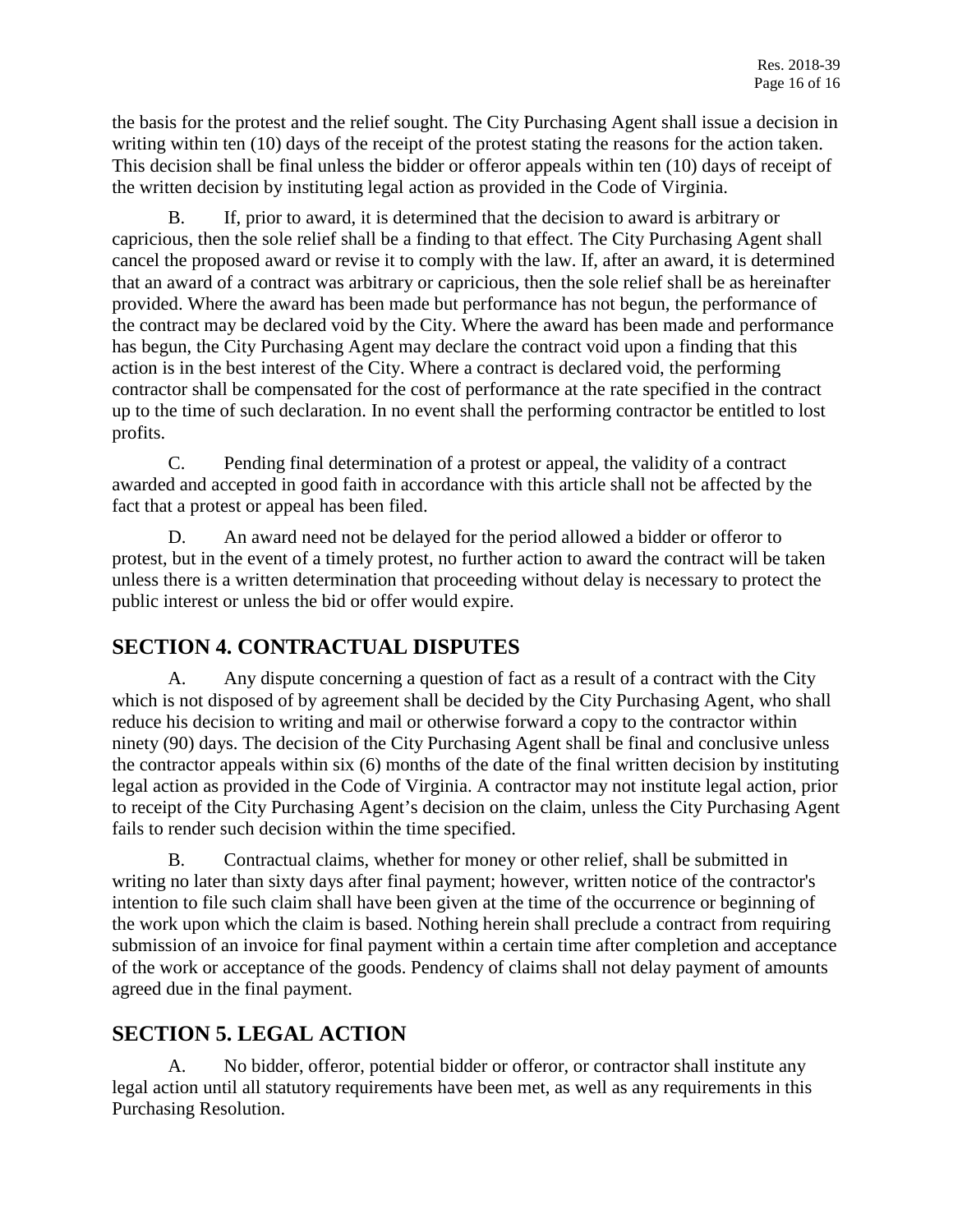the basis for the protest and the relief sought. The City Purchasing Agent shall issue a decision in writing within ten (10) days of the receipt of the protest stating the reasons for the action taken. This decision shall be final unless the bidder or offeror appeals within ten (10) days of receipt of the written decision by instituting legal action as provided in the Code of Virginia.

B. If, prior to award, it is determined that the decision to award is arbitrary or capricious, then the sole relief shall be a finding to that effect. The City Purchasing Agent shall cancel the proposed award or revise it to comply with the law. If, after an award, it is determined that an award of a contract was arbitrary or capricious, then the sole relief shall be as hereinafter provided. Where the award has been made but performance has not begun, the performance of the contract may be declared void by the City. Where the award has been made and performance has begun, the City Purchasing Agent may declare the contract void upon a finding that this action is in the best interest of the City. Where a contract is declared void, the performing contractor shall be compensated for the cost of performance at the rate specified in the contract up to the time of such declaration. In no event shall the performing contractor be entitled to lost profits.

C. Pending final determination of a protest or appeal, the validity of a contract awarded and accepted in good faith in accordance with this article shall not be affected by the fact that a protest or appeal has been filed.

D. An award need not be delayed for the period allowed a bidder or offeror to protest, but in the event of a timely protest, no further action to award the contract will be taken unless there is a written determination that proceeding without delay is necessary to protect the public interest or unless the bid or offer would expire.

## SECTION 4. CONTRACTUAL DISPUTES

A. Any dispute concerning a question of fact as a result of a contract with the City which is not disposed of by agreement shall be decided by the City Purchasing Agent, who shall reduce his decision to writing and mail or otherwise forward a copy to the contractor within ninety (90) days. The decision of the City Purchasing Agent shall be final and conclusive unless the contractor appeals within six (6) months of the date of the final written decision by instituting legal action as provided in the Code of Virginia. A contractor may not institute legal action, prior to receipt of the City Purchasing Agent's decision on the claim, unless the City Purchasing Agent fails to render such decision within the time specified.

B. Contractual claims, whether for money or other relief, shall be submitted in writing no later than sixty days after final payment; however, written notice of the contractor's intention to file such claim shall have been given at the time of the occurrence or beginning of the work upon which the claim is based. Nothing herein shall preclude a contract from requiring submission of an invoice for final payment within a certain time after completion and acceptance of the work or acceptance of the goods. Pendency of claims shall not delay payment of amounts agreed due in the final payment.

## SECTION 5. LEGAL ACTION

A. No bidder, offeror, potential bidder or offeror, or contractor shall institute any legal action until all statutory requirements have been met, as well as any requirements in this Purchasing Resolution.